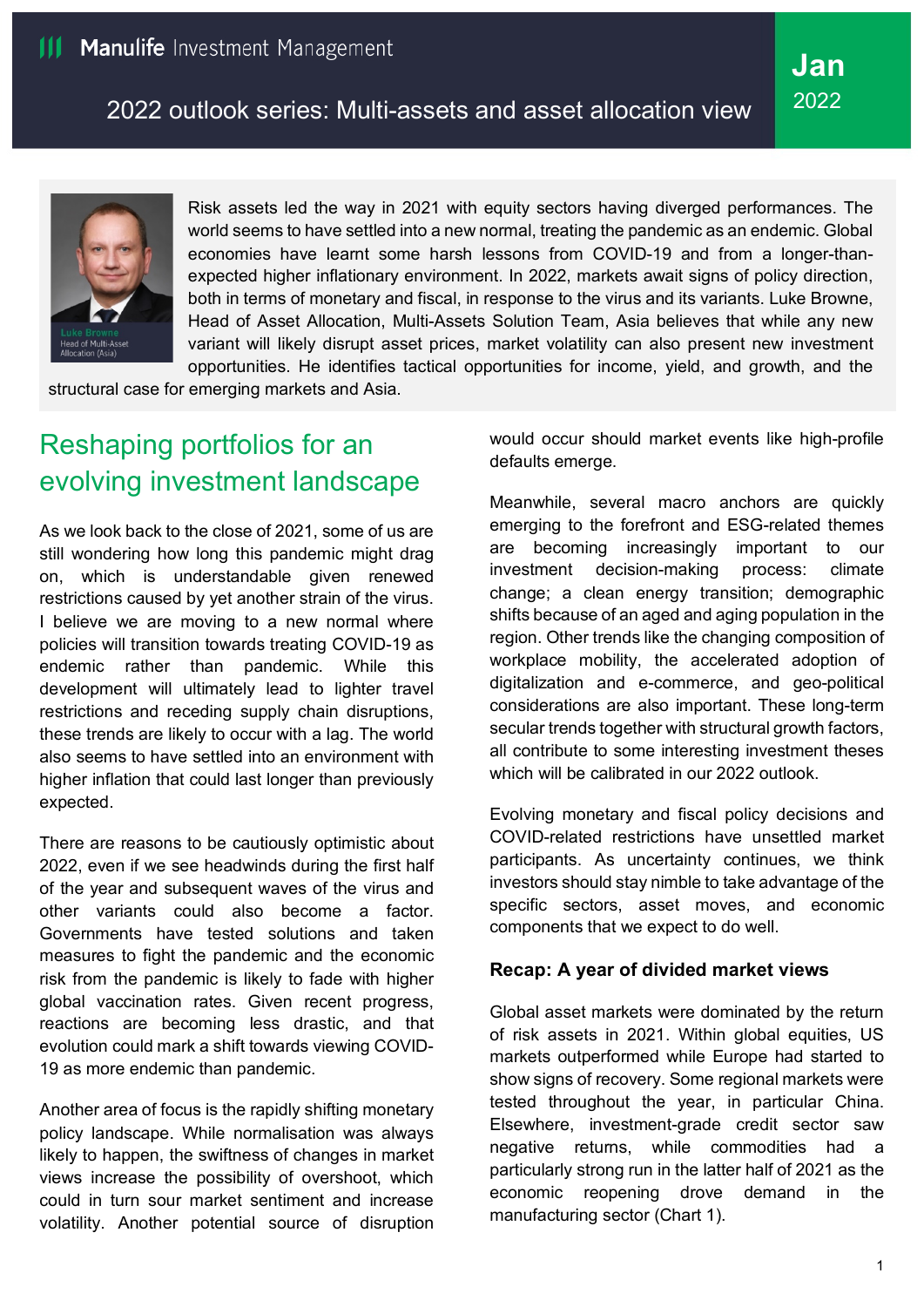Manulife Investment Management

# 2022 outlook series: Multi-assets and asset allocation view

Jan 2022

Luke Browne
Head of Multi-Asset Allocation (Asia)

Risk assets led the way in 2021 with equity sectors having diverged performances. The world seems to have settled into a new normal, treating the pandemic as an endemic. Global economies have learnt some harsh lessons from COVID-19 and from a longer-than-expected higher inflationary environment. In 2022, markets await signs of policy direction, both in terms of monetary and fiscal, in response to the virus and its variants. Luke Browne, Head of Asset Allocation, Multi-Assets Solution Team, Asia believes that while any new variant will likely disrupt asset prices, market volatility can also present new investment opportunities. He identifies tactical opportunities for income, yield, and growth, and the structural case for emerging markets and Asia.

## Reshaping portfolios for an evolving investment landscape

As we look back to the close of 2021, some of us are still wondering how long this pandemic might drag on, which is understandable given renewed restrictions caused by yet another strain of the virus. I believe we are moving to a new normal where policies will transition towards treating COVID-19 as endemic rather than pandemic. While this development will ultimately lead to lighter travel restrictions and receding supply chain disruptions, these trends are likely to occur with a lag. The world also seems to have settled into an environment with higher inflation that could last longer than previously expected.

There are reasons to be cautiously optimistic about 2022, even if we see headwinds during the first half of the year and subsequent waves of the virus and other variants could also become a factor. Governments have tested solutions and taken measures to fight the pandemic and the economic risk from the pandemic is likely to fade with higher global vaccination rates. Given recent progress, reactions are becoming less drastic, and that evolution could mark a shift towards viewing COVID-19 as more endemic than pandemic.

Another area of focus is the rapidly shifting monetary policy landscape. While normalisation was always likely to happen, the swiftness of changes in market views increase the possibility of overshoot, which could in turn sour market sentiment and increase volatility. Another potential source of disruption would occur should market events like high-profile defaults emerge.

Meanwhile, several macro anchors are quickly emerging to the forefront and ESG-related themes are becoming increasingly important to our investment decision-making process: climate change; a clean energy transition; demographic shifts because of an aged and aging population in the region. Other trends like the changing composition of workplace mobility, the accelerated adoption of digitalization and e-commerce, and geo-political considerations are also important. These long-term secular trends together with structural growth factors, all contribute to some interesting investment theses which will be calibrated in our 2022 outlook.

Evolving monetary and fiscal policy decisions and COVID-related restrictions have unsettled market participants. As uncertainty continues, we think investors should stay nimble to take advantage of the specific sectors, asset moves, and economic components that we expect to do well.

### Recap: A year of divided market views

Global asset markets were dominated by the return of risk assets in 2021. Within global equities, US markets outperformed while Europe had started to show signs of recovery. Some regional markets were tested throughout the year, in particular China. Elsewhere, investment-grade credit sector saw negative returns, while commodities had a particularly strong run in the latter half of 2021 as the economic reopening drove demand in the manufacturing sector (Chart 1).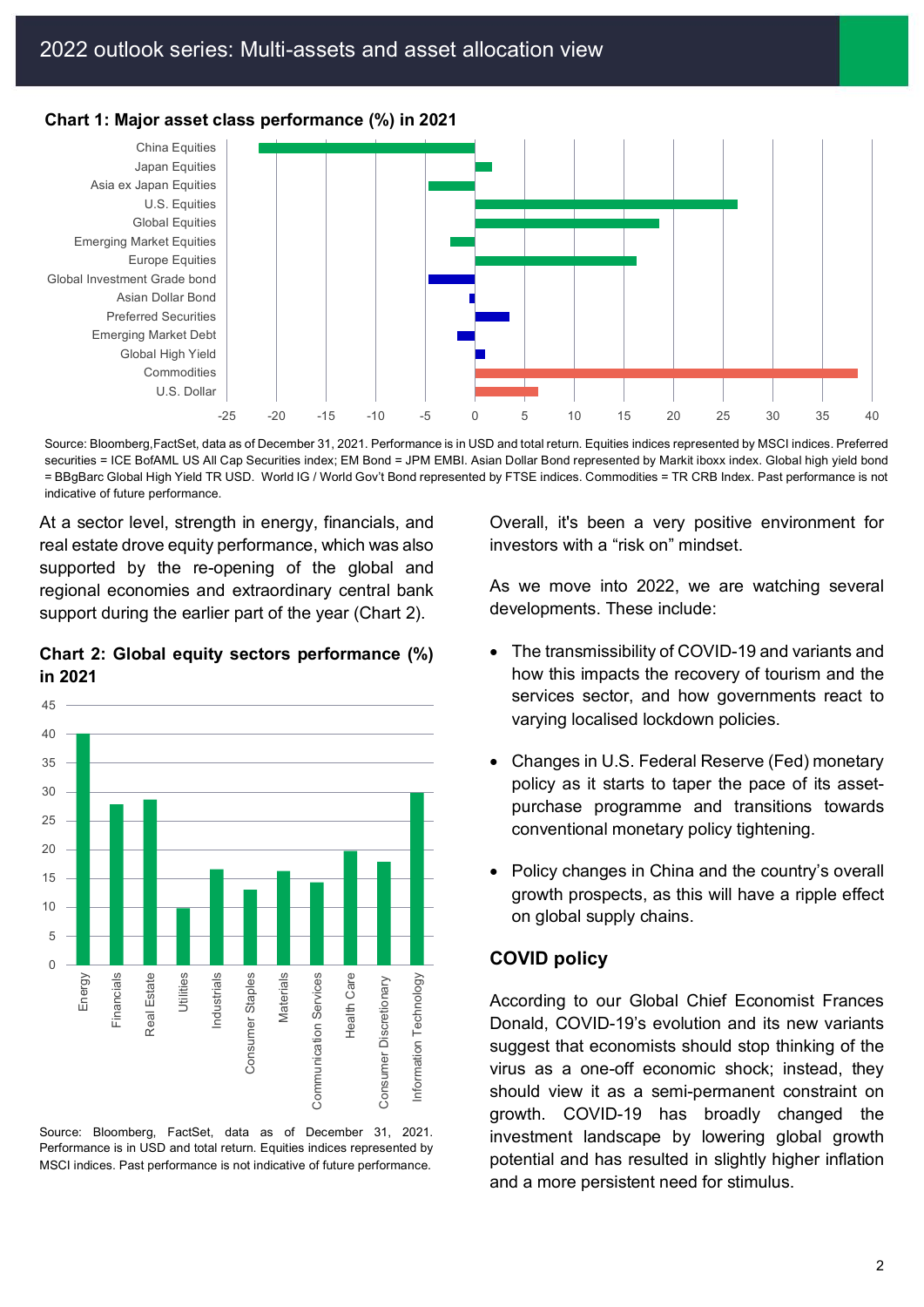**Chart 1: Major asset class performance (%) in 2021**

| Asset class | Performance (%) |
|---|---|
| China Equities | -21.7 |
| Japan Equities | 1.7 |
| Asia ex Japan Equities | -4.7 |
| U.S. Equities | 26.5 |
| Global Equities | 18.5 |
| Emerging Market Equities | -2.5 |
| Europe Equities | 16.3 |
| Global Investment Grade bond | -4.7 |
| Asian Dollar Bond | -0.5 |
| Preferred Securities | 3.5 |
| Emerging Market Debt | -1.8 |
| Global High Yield | 1.0 |
| Commodities | 38.5 |
| U.S. Dollar | 6.4 |

Source: Bloomberg,FactSet, data as of December 31, 2021. Performance is in USD and total return. Equities indices represented by MSCI indices. Preferred securities = ICE BofAML US All Cap Securities index; EM Bond = JPM EMBI. Asian Dollar Bond represented by Markit iboxx index. Global high yield bond = BBgBarc Global High Yield TR USD. World IG / World Gov't Bond represented by FTSE indices. Commodities = TR CRB Index. Past performance is not indicative of future performance.

At a sector level, strength in energy, financials, and real estate drove equity performance, which was also supported by the re-opening of the global and regional economies and extraordinary central bank support during the earlier part of the year (Chart 2).

**Chart 2: Global equity sectors performance (%) in 2021**

| Sector | Performance (%) |
|---|---|
| Energy | 40 |
| Financials | 28 |
| Real Estate | 28.7 |
| Utilities | 9.8 |
| Industrials | 16.6 |
| Consumer Staples | 13 |
| Materials | 16.3 |
| Communication Services | 14.3 |
| Health Care | 19.8 |
| Consumer Discretionary | 18 |
| Information Technology | 30 |

Source: Bloomberg, FactSet, data as of December 31, 2021. Performance is in USD and total return. Equities indices represented by MSCI indices. Past performance is not indicative of future performance.

Overall, it's been a very positive environment for investors with a "risk on" mindset.

As we move into 2022, we are watching several developments. These include:

- The transmissibility of COVID-19 and variants and how this impacts the recovery of tourism and the services sector, and how governments react to varying localised lockdown policies.
- Changes in U.S. Federal Reserve (Fed) monetary policy as it starts to taper the pace of its asset-purchase programme and transitions towards conventional monetary policy tightening.
- Policy changes in China and the country's overall growth prospects, as this will have a ripple effect on global supply chains.

## COVID policy

According to our Global Chief Economist Frances Donald, COVID-19's evolution and its new variants suggest that economists should stop thinking of the virus as a one-off economic shock; instead, they should view it as a semi-permanent constraint on growth. COVID-19 has broadly changed the investment landscape by lowering global growth potential and has resulted in slightly higher inflation and a more persistent need for stimulus.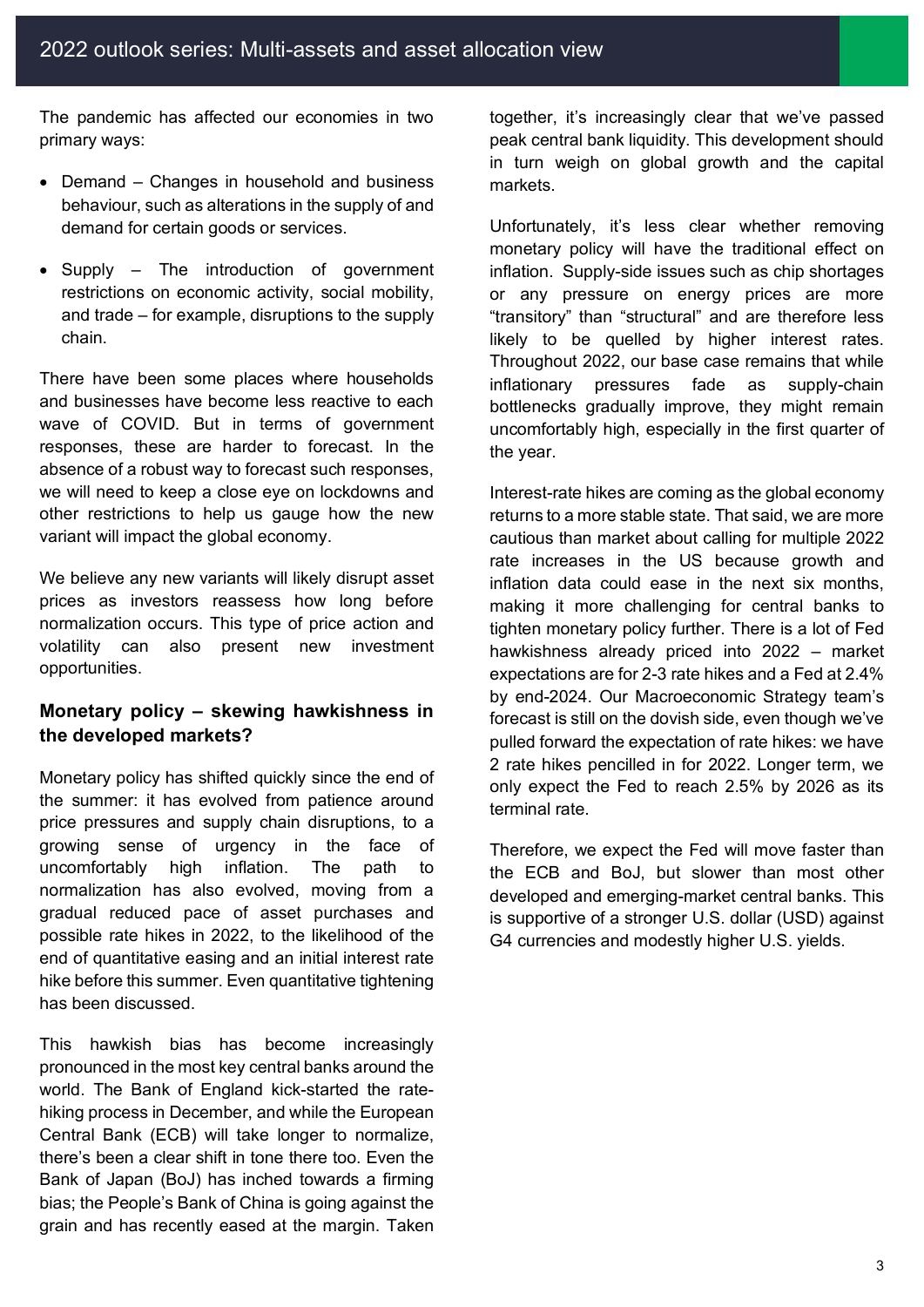The pandemic has affected our economies in two primary ways:

- Demand – Changes in household and business behaviour, such as alterations in the supply of and demand for certain goods or services.
- Supply – The introduction of government restrictions on economic activity, social mobility, and trade – for example, disruptions to the supply chain.

There have been some places where households and businesses have become less reactive to each wave of COVID. But in terms of government responses, these are harder to forecast. In the absence of a robust way to forecast such responses, we will need to keep a close eye on lockdowns and other restrictions to help us gauge how the new variant will impact the global economy.

We believe any new variants will likely disrupt asset prices as investors reassess how long before normalization occurs. This type of price action and volatility can also present new investment opportunities.

### Monetary policy – skewing hawkishness in the developed markets?

Monetary policy has shifted quickly since the end of the summer: it has evolved from patience around price pressures and supply chain disruptions, to a growing sense of urgency in the face of uncomfortably high inflation. The path to normalization has also evolved, moving from a gradual reduced pace of asset purchases and possible rate hikes in 2022, to the likelihood of the end of quantitative easing and an initial interest rate hike before this summer. Even quantitative tightening has been discussed.

This hawkish bias has become increasingly pronounced in the most key central banks around the world. The Bank of England kick-started the rate-hiking process in December, and while the European Central Bank (ECB) will take longer to normalize, there's been a clear shift in tone there too. Even the Bank of Japan (BoJ) has inched towards a firming bias; the People's Bank of China is going against the grain and has recently eased at the margin. Taken together, it's increasingly clear that we've passed peak central bank liquidity. This development should in turn weigh on global growth and the capital markets.

Unfortunately, it's less clear whether removing monetary policy will have the traditional effect on inflation. Supply-side issues such as chip shortages or any pressure on energy prices are more "transitory" than "structural" and are therefore less likely to be quelled by higher interest rates. Throughout 2022, our base case remains that while inflationary pressures fade as supply-chain bottlenecks gradually improve, they might remain uncomfortably high, especially in the first quarter of the year.

Interest-rate hikes are coming as the global economy returns to a more stable state. That said, we are more cautious than market about calling for multiple 2022 rate increases in the US because growth and inflation data could ease in the next six months, making it more challenging for central banks to tighten monetary policy further. There is a lot of Fed hawkishness already priced into 2022 – market expectations are for 2-3 rate hikes and a Fed at 2.4% by end-2024. Our Macroeconomic Strategy team's forecast is still on the dovish side, even though we've pulled forward the expectation of rate hikes: we have 2 rate hikes pencilled in for 2022. Longer term, we only expect the Fed to reach 2.5% by 2026 as its terminal rate.

Therefore, we expect the Fed will move faster than the ECB and BoJ, but slower than most other developed and emerging-market central banks. This is supportive of a stronger U.S. dollar (USD) against G4 currencies and modestly higher U.S. yields.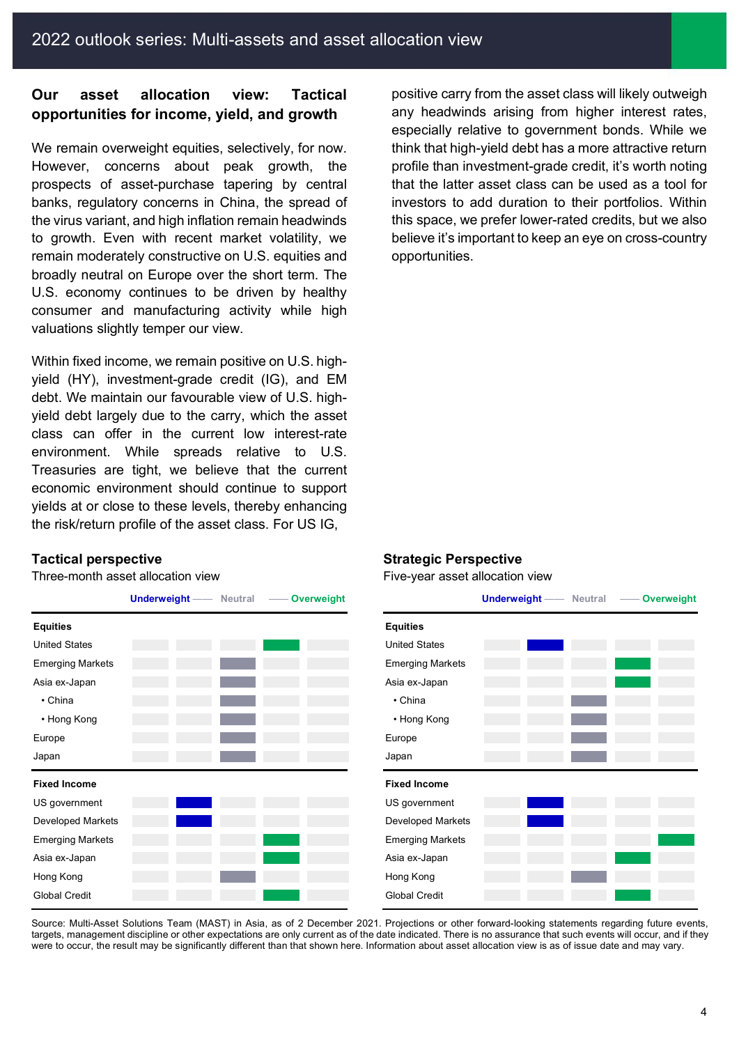### Our asset allocation view: Tactical opportunities for income, yield, and growth

We remain overweight equities, selectively, for now. However, concerns about peak growth, the prospects of asset-purchase tapering by central banks, regulatory concerns in China, the spread of the virus variant, and high inflation remain headwinds to growth. Even with recent market volatility, we remain moderately constructive on U.S. equities and broadly neutral on Europe over the short term. The U.S. economy continues to be driven by healthy consumer and manufacturing activity while high valuations slightly temper our view.

Within fixed income, we remain positive on U.S. high-yield (HY), investment-grade credit (IG), and EM debt. We maintain our favourable view of U.S. high-yield debt largely due to the carry, which the asset class can offer in the current low interest-rate environment. While spreads relative to U.S. Treasuries are tight, we believe that the current economic environment should continue to support yields at or close to these levels, thereby enhancing the risk/return profile of the asset class. For US IG, positive carry from the asset class will likely outweigh any headwinds arising from higher interest rates, especially relative to government bonds. While we think that high-yield debt has a more attractive return profile than investment-grade credit, it's worth noting that the latter asset class can be used as a tool for investors to add duration to their portfolios. Within this space, we prefer lower-rated credits, but we also believe it's important to keep an eye on cross-country opportunities.

### Tactical perspective

Three-month asset allocation view

| | Underweight | | Neutral | | Overweight |
|---|---|---|---|---|---|
| **Equities** | | | | | |
| United States | | | | ■ | |
| Emerging Markets | | | ■ | | |
| Asia ex-Japan | | | ■ | | |
| • China | | | ■ | | |
| • Hong Kong | | | ■ | | |
| Europe | | | ■ | | |
| Japan | | | ■ | | |
| **Fixed Income** | | | | | |
| US government | | ■ | | | |
| Developed Markets | | ■ | | | |
| Emerging Markets | | | | ■ | |
| Asia ex-Japan | | | | ■ | |
| Hong Kong | | | ■ | | |
| Global Credit | | | | ■ | |

### Strategic Perspective

Five-year asset allocation view

| | Underweight | | Neutral | | Overweight |
|---|---|---|---|---|---|
| **Equities** | | | | | |
| United States | | ■ | | | |
| Emerging Markets | | | | ■ | |
| Asia ex-Japan | | | | ■ | |
| • China | | | ■ | | |
| • Hong Kong | | | ■ | | |
| Europe | | | ■ | | |
| Japan | | | ■ | | |
| **Fixed Income** | | | | | |
| US government | | ■ | | | |
| Developed Markets | | ■ | | | |
| Emerging Markets | | | | | ■ |
| Asia ex-Japan | | | | ■ | |
| Hong Kong | | | ■ | | |
| Global Credit | | | | ■ | |

Source: Multi-Asset Solutions Team (MAST) in Asia, as of 2 December 2021. Projections or other forward-looking statements regarding future events, targets, management discipline or other expectations are only current as of the date indicated. There is no assurance that such events will occur, and if they were to occur, the result may be significantly different than that shown here. Information about asset allocation view is as of issue date and may vary.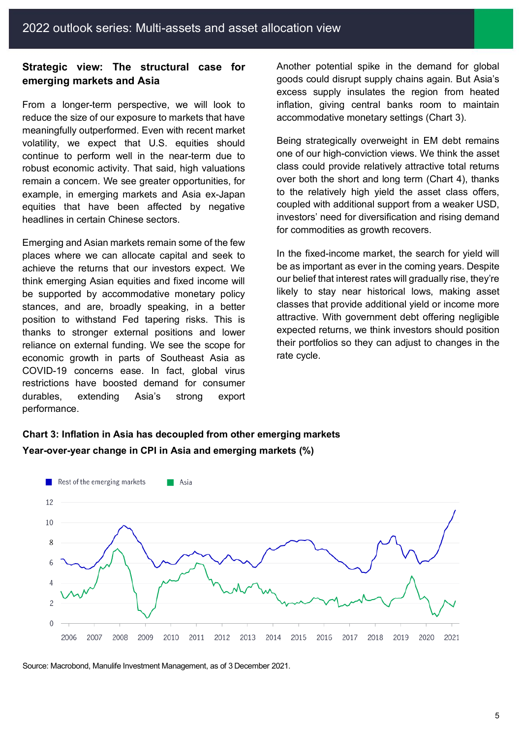## Strategic view: The structural case for emerging markets and Asia

From a longer-term perspective, we will look to reduce the size of our exposure to markets that have meaningfully outperformed. Even with recent market volatility, we expect that U.S. equities should continue to perform well in the near-term due to robust economic activity. That said, high valuations remain a concern. We see greater opportunities, for example, in emerging markets and Asia ex-Japan equities that have been affected by negative headlines in certain Chinese sectors.

Emerging and Asian markets remain some of the few places where we can allocate capital and seek to achieve the returns that our investors expect. We think emerging Asian equities and fixed income will be supported by accommodative monetary policy stances, and are, broadly speaking, in a better position to withstand Fed tapering risks. This is thanks to stronger external positions and lower reliance on external funding. We see the scope for economic growth in parts of Southeast Asia as COVID-19 concerns ease. In fact, global virus restrictions have boosted demand for consumer durables, extending Asia's strong export performance.

Another potential spike in the demand for global goods could disrupt supply chains again. But Asia's excess supply insulates the region from heated inflation, giving central banks room to maintain accommodative monetary settings (Chart 3).

Being strategically overweight in EM debt remains one of our high-conviction views. We think the asset class could provide relatively attractive total returns over both the short and long term (Chart 4), thanks to the relatively high yield the asset class offers, coupled with additional support from a weaker USD, investors' need for diversification and rising demand for commodities as growth recovers.

In the fixed-income market, the search for yield will be as important as ever in the coming years. Despite our belief that interest rates will gradually rise, they're likely to stay near historical lows, making asset classes that provide additional yield or income more attractive. With government debt offering negligible expected returns, we think investors should position their portfolios so they can adjust to changes in the rate cycle.

**Chart 3: Inflation in Asia has decoupled from other emerging markets**

**Year-over-year change in CPI in Asia and emerging markets (%)**

Source: Macrobond, Manulife Investment Management, as of 3 December 2021.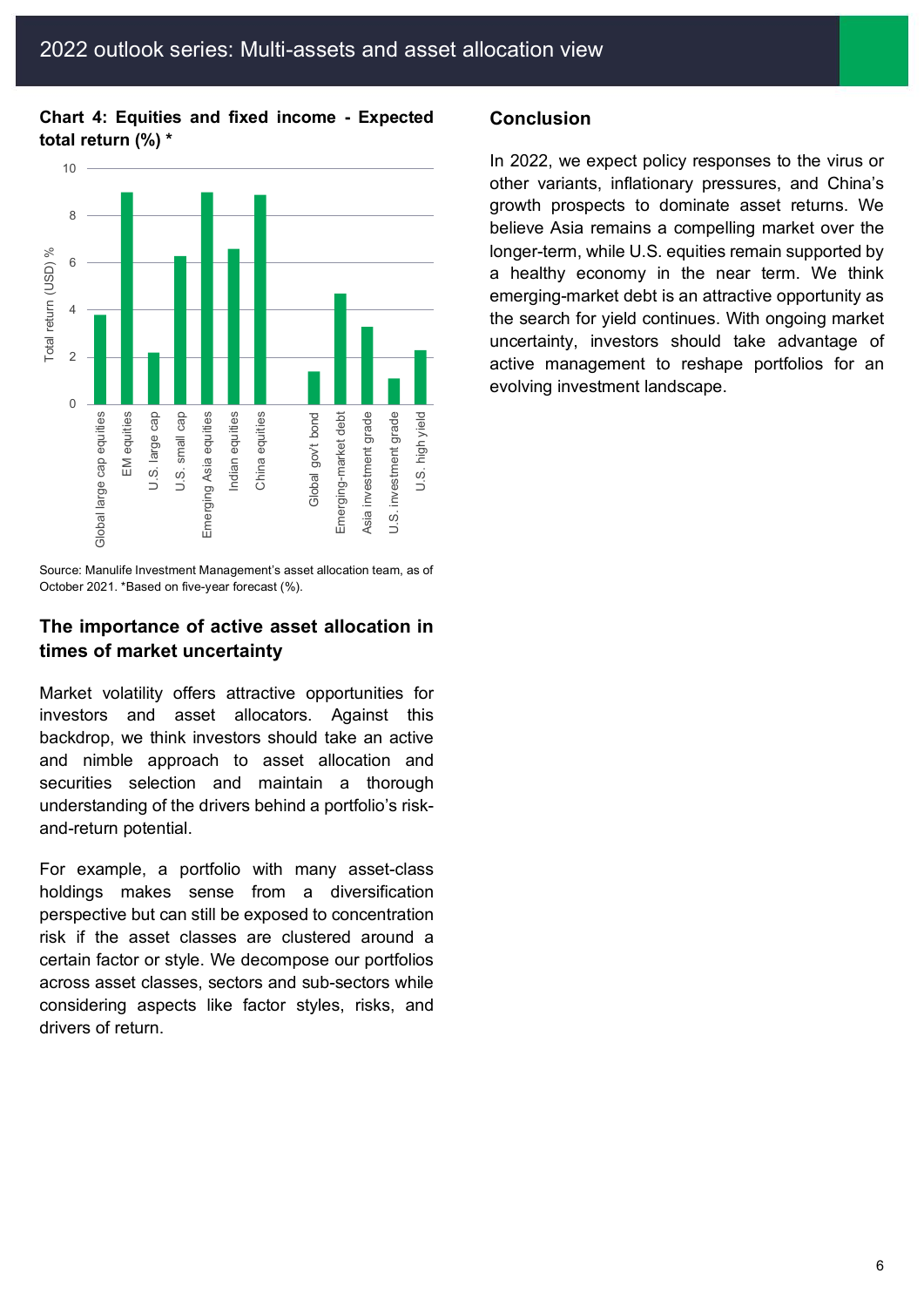**Chart 4: Equities and fixed income - Expected total return (%) ***

Total return (USD) %

Global large cap equities, EM equities, U.S. large cap, U.S. small cap, Emerging Asia equities, Indian equities, China equities, Global gov't bond, Emerging-market debt, Asia investment grade, U.S. investment grade, U.S. high yield

Source: Manulife Investment Management's asset allocation team, as of October 2021. *Based on five-year forecast (%).

## The importance of active asset allocation in times of market uncertainty

Market volatility offers attractive opportunities for investors and asset allocators. Against this backdrop, we think investors should take an active and nimble approach to asset allocation and securities selection and maintain a thorough understanding of the drivers behind a portfolio's risk-and-return potential.

For example, a portfolio with many asset-class holdings makes sense from a diversification perspective but can still be exposed to concentration risk if the asset classes are clustered around a certain factor or style. We decompose our portfolios across asset classes, sectors and sub-sectors while considering aspects like factor styles, risks, and drivers of return.

## Conclusion

In 2022, we expect policy responses to the virus or other variants, inflationary pressures, and China's growth prospects to dominate asset returns. We believe Asia remains a compelling market over the longer-term, while U.S. equities remain supported by a healthy economy in the near term. We think emerging-market debt is an attractive opportunity as the search for yield continues. With ongoing market uncertainty, investors should take advantage of active management to reshape portfolios for an evolving investment landscape.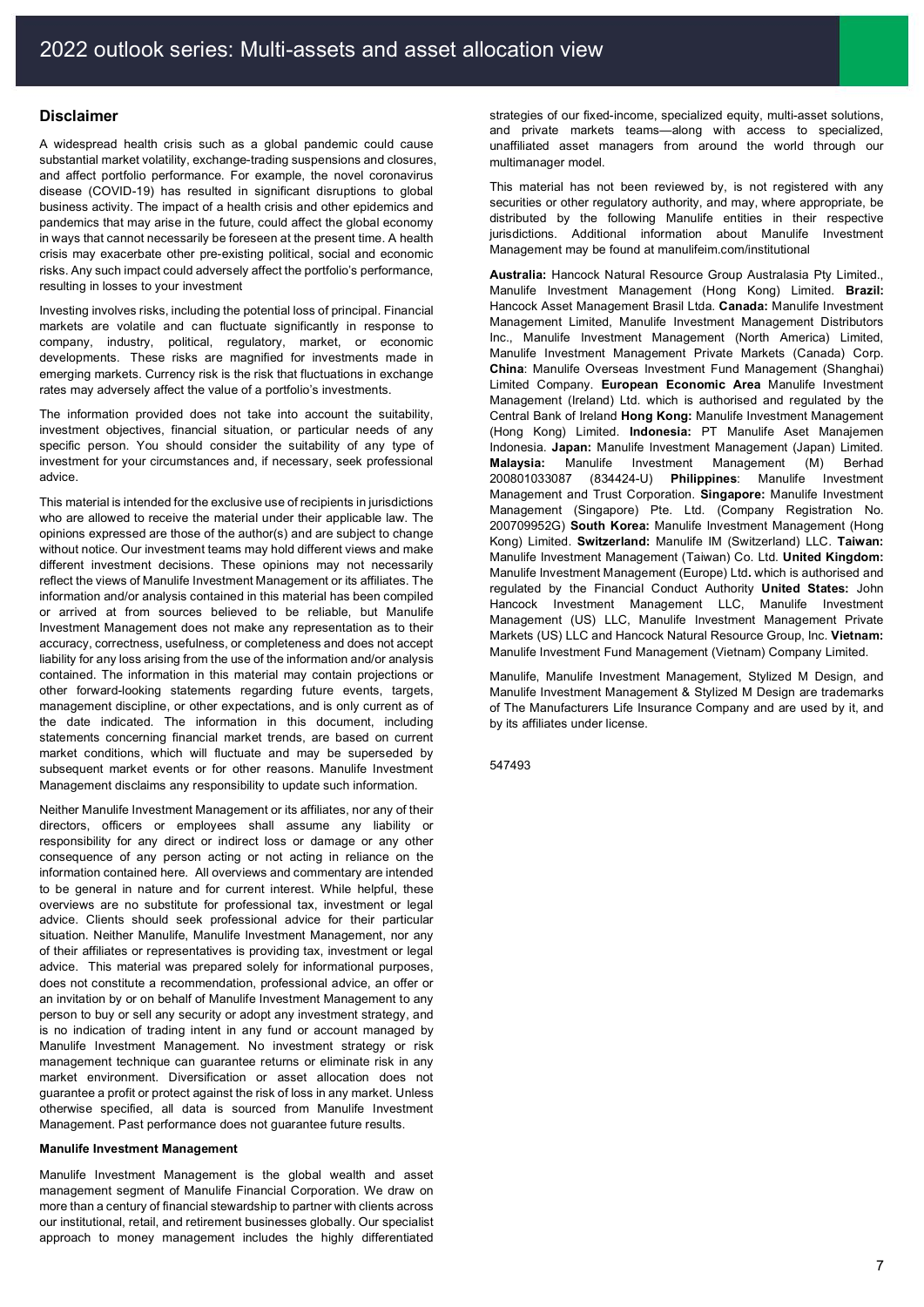## Disclaimer

A widespread health crisis such as a global pandemic could cause substantial market volatility, exchange-trading suspensions and closures, and affect portfolio performance. For example, the novel coronavirus disease (COVID-19) has resulted in significant disruptions to global business activity. The impact of a health crisis and other epidemics and pandemics that may arise in the future, could affect the global economy in ways that cannot necessarily be foreseen at the present time. A health crisis may exacerbate other pre-existing political, social and economic risks. Any such impact could adversely affect the portfolio's performance, resulting in losses to your investment

Investing involves risks, including the potential loss of principal. Financial markets are volatile and can fluctuate significantly in response to company, industry, political, regulatory, market, or economic developments. These risks are magnified for investments made in emerging markets. Currency risk is the risk that fluctuations in exchange rates may adversely affect the value of a portfolio's investments.

The information provided does not take into account the suitability, investment objectives, financial situation, or particular needs of any specific person. You should consider the suitability of any type of investment for your circumstances and, if necessary, seek professional advice.

This material is intended for the exclusive use of recipients in jurisdictions who are allowed to receive the material under their applicable law. The opinions expressed are those of the author(s) and are subject to change without notice. Our investment teams may hold different views and make different investment decisions. These opinions may not necessarily reflect the views of Manulife Investment Management or its affiliates. The information and/or analysis contained in this material has been compiled or arrived at from sources believed to be reliable, but Manulife Investment Management does not make any representation as to their accuracy, correctness, usefulness, or completeness and does not accept liability for any loss arising from the use of the information and/or analysis contained. The information in this material may contain projections or other forward-looking statements regarding future events, targets, management discipline, or other expectations, and is only current as of the date indicated. The information in this document, including statements concerning financial market trends, are based on current market conditions, which will fluctuate and may be superseded by subsequent market events or for other reasons. Manulife Investment Management disclaims any responsibility to update such information.

Neither Manulife Investment Management or its affiliates, nor any of their directors, officers or employees shall assume any liability or responsibility for any direct or indirect loss or damage or any other consequence of any person acting or not acting in reliance on the information contained here. All overviews and commentary are intended to be general in nature and for current interest. While helpful, these overviews are no substitute for professional tax, investment or legal advice. Clients should seek professional advice for their particular situation. Neither Manulife, Manulife Investment Management, nor any of their affiliates or representatives is providing tax, investment or legal advice. This material was prepared solely for informational purposes, does not constitute a recommendation, professional advice, an offer or an invitation by or on behalf of Manulife Investment Management to any person to buy or sell any security or adopt any investment strategy, and is no indication of trading intent in any fund or account managed by Manulife Investment Management. No investment strategy or risk management technique can guarantee returns or eliminate risk in any market environment. Diversification or asset allocation does not guarantee a profit or protect against the risk of loss in any market. Unless otherwise specified, all data is sourced from Manulife Investment Management. Past performance does not guarantee future results.

**Manulife Investment Management**

Manulife Investment Management is the global wealth and asset management segment of Manulife Financial Corporation. We draw on more than a century of financial stewardship to partner with clients across our institutional, retail, and retirement businesses globally. Our specialist approach to money management includes the highly differentiated strategies of our fixed-income, specialized equity, multi-asset solutions, and private markets teams—along with access to specialized, unaffiliated asset managers from around the world through our multimanager model.

This material has not been reviewed by, is not registered with any securities or other regulatory authority, and may, where appropriate, be distributed by the following Manulife entities in their respective jurisdictions. Additional information about Manulife Investment Management may be found at manulifeim.com/institutional

**Australia:** Hancock Natural Resource Group Australasia Pty Limited., Manulife Investment Management (Hong Kong) Limited. **Brazil:** Hancock Asset Management Brasil Ltda. **Canada:** Manulife Investment Management Limited, Manulife Investment Management Distributors Inc., Manulife Investment Management (North America) Limited, Manulife Investment Management Private Markets (Canada) Corp. **China**: Manulife Overseas Investment Fund Management (Shanghai) Limited Company. **European Economic Area** Manulife Investment Management (Ireland) Ltd. which is authorised and regulated by the Central Bank of Ireland **Hong Kong:** Manulife Investment Management (Hong Kong) Limited. **Indonesia:** PT Manulife Aset Manajemen Indonesia. **Japan:** Manulife Investment Management (Japan) Limited. **Malaysia:** Manulife Investment Management (M) Berhad 200801033087 (834424-U) **Philippines**: Manulife Investment Management and Trust Corporation. **Singapore:** Manulife Investment Management (Singapore) Pte. Ltd. (Company Registration No. 200709952G) **South Korea:** Manulife Investment Management (Hong Kong) Limited. **Switzerland:** Manulife IM (Switzerland) LLC. **Taiwan:** Manulife Investment Management (Taiwan) Co. Ltd. **United Kingdom:** Manulife Investment Management (Europe) Ltd**.** which is authorised and regulated by the Financial Conduct Authority **United States:** John Hancock Investment Management LLC, Manulife Investment Management (US) LLC, Manulife Investment Management Private Markets (US) LLC and Hancock Natural Resource Group, Inc. **Vietnam:** Manulife Investment Fund Management (Vietnam) Company Limited.

Manulife, Manulife Investment Management, Stylized M Design, and Manulife Investment Management & Stylized M Design are trademarks of The Manufacturers Life Insurance Company and are used by it, and by its affiliates under license.

547493